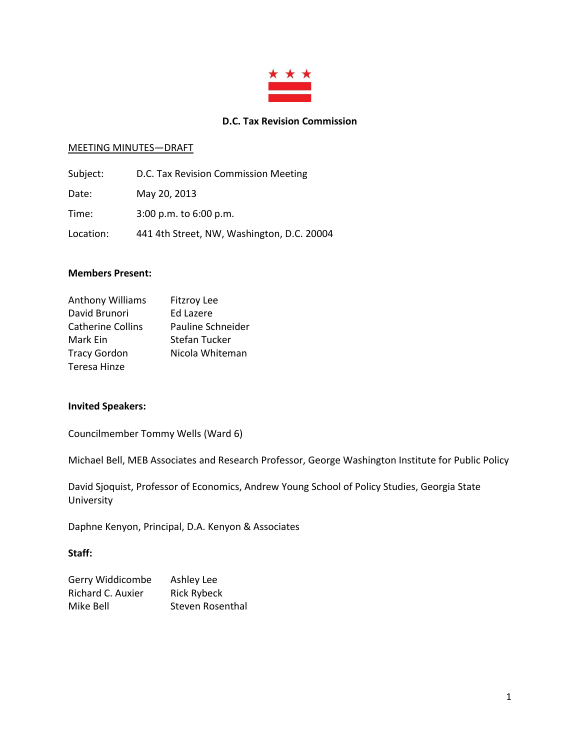# D.C. Tax Revision Commission

MEETING MINUTES—DRAFT

| | |
|---|---|
| Subject: | D.C. Tax Revision Commission Meeting |
| Date: | May 20, 2013 |
| Time: | 3:00 p.m. to 6:00 p.m. |
| Location: | 441 4th Street, NW, Washington, D.C. 20004 |

**Members Present:**

Anthony Williams
David Brunori
Catherine Collins
Mark Ein
Tracy Gordon
Teresa Hinze
Fitzroy Lee
Ed Lazere
Pauline Schneider
Stefan Tucker
Nicola Whiteman

**Invited Speakers:**

Councilmember Tommy Wells (Ward 6)

Michael Bell, MEB Associates and Research Professor, George Washington Institute for Public Policy

David Sjoquist, Professor of Economics, Andrew Young School of Policy Studies, Georgia State University

Daphne Kenyon, Principal, D.A. Kenyon & Associates

**Staff:**

Gerry Widdicombe
Richard C. Auxier
Mike Bell
Ashley Lee
Rick Rybeck
Steven Rosenthal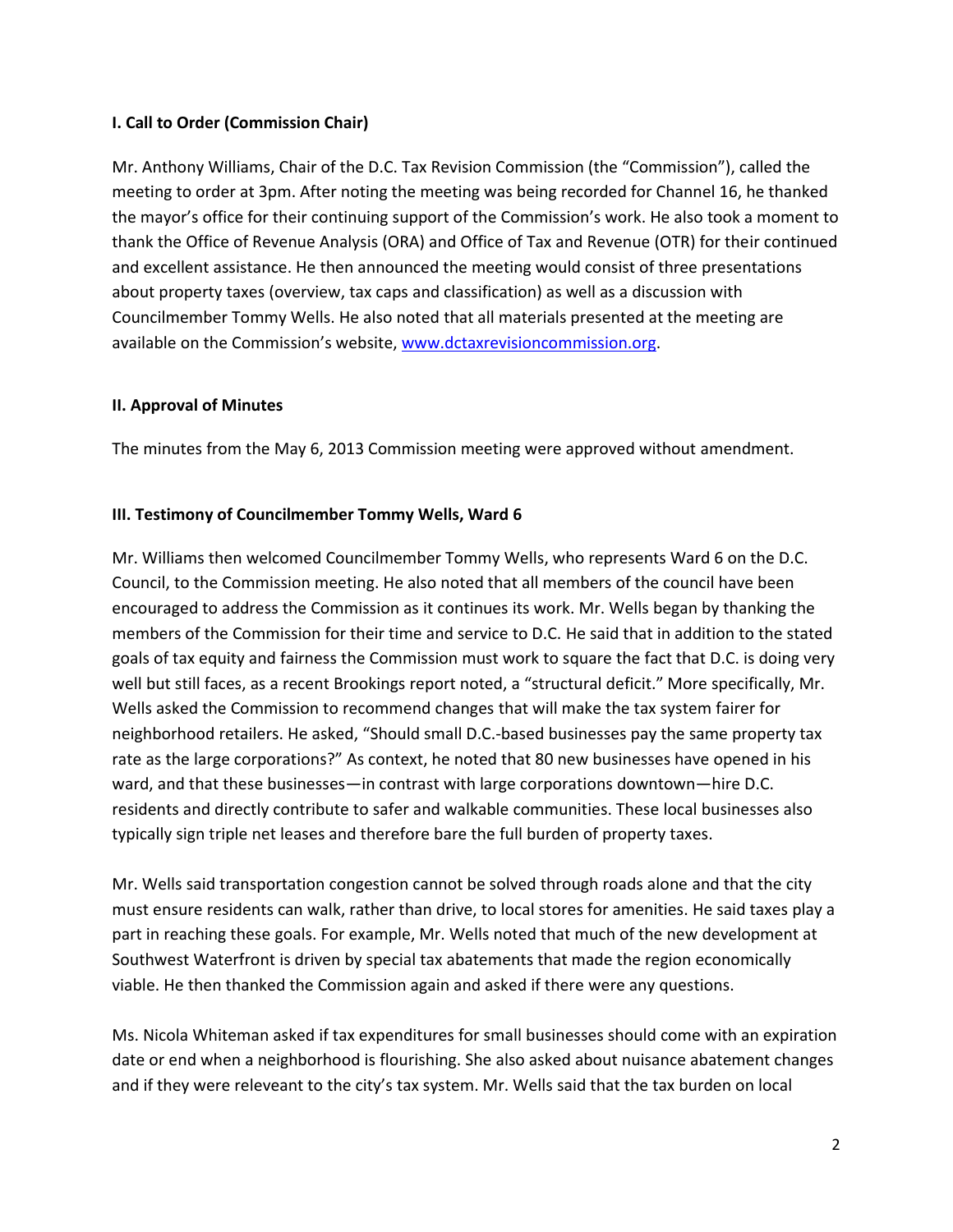**I. Call to Order (Commission Chair)**

Mr. Anthony Williams, Chair of the D.C. Tax Revision Commission (the "Commission"), called the meeting to order at 3pm. After noting the meeting was being recorded for Channel 16, he thanked the mayor's office for their continuing support of the Commission's work. He also took a moment to thank the Office of Revenue Analysis (ORA) and Office of Tax and Revenue (OTR) for their continued and excellent assistance. He then announced the meeting would consist of three presentations about property taxes (overview, tax caps and classification) as well as a discussion with Councilmember Tommy Wells. He also noted that all materials presented at the meeting are available on the Commission's website, [www.dctaxrevisioncommission.org](www.dctaxrevisioncommission.org).

**II. Approval of Minutes**

The minutes from the May 6, 2013 Commission meeting were approved without amendment.

**III. Testimony of Councilmember Tommy Wells, Ward 6**

Mr. Williams then welcomed Councilmember Tommy Wells, who represents Ward 6 on the D.C. Council, to the Commission meeting. He also noted that all members of the council have been encouraged to address the Commission as it continues its work. Mr. Wells began by thanking the members of the Commission for their time and service to D.C. He said that in addition to the stated goals of tax equity and fairness the Commission must work to square the fact that D.C. is doing very well but still faces, as a recent Brookings report noted, a "structural deficit." More specifically, Mr. Wells asked the Commission to recommend changes that will make the tax system fairer for neighborhood retailers. He asked, "Should small D.C.-based businesses pay the same property tax rate as the large corporations?" As context, he noted that 80 new businesses have opened in his ward, and that these businesses—in contrast with large corporations downtown—hire D.C. residents and directly contribute to safer and walkable communities. These local businesses also typically sign triple net leases and therefore bare the full burden of property taxes.

Mr. Wells said transportation congestion cannot be solved through roads alone and that the city must ensure residents can walk, rather than drive, to local stores for amenities. He said taxes play a part in reaching these goals. For example, Mr. Wells noted that much of the new development at Southwest Waterfront is driven by special tax abatements that made the region economically viable. He then thanked the Commission again and asked if there were any questions.

Ms. Nicola Whiteman asked if tax expenditures for small businesses should come with an expiration date or end when a neighborhood is flourishing. She also asked about nuisance abatement changes and if they were releveant to the city's tax system. Mr. Wells said that the tax burden on local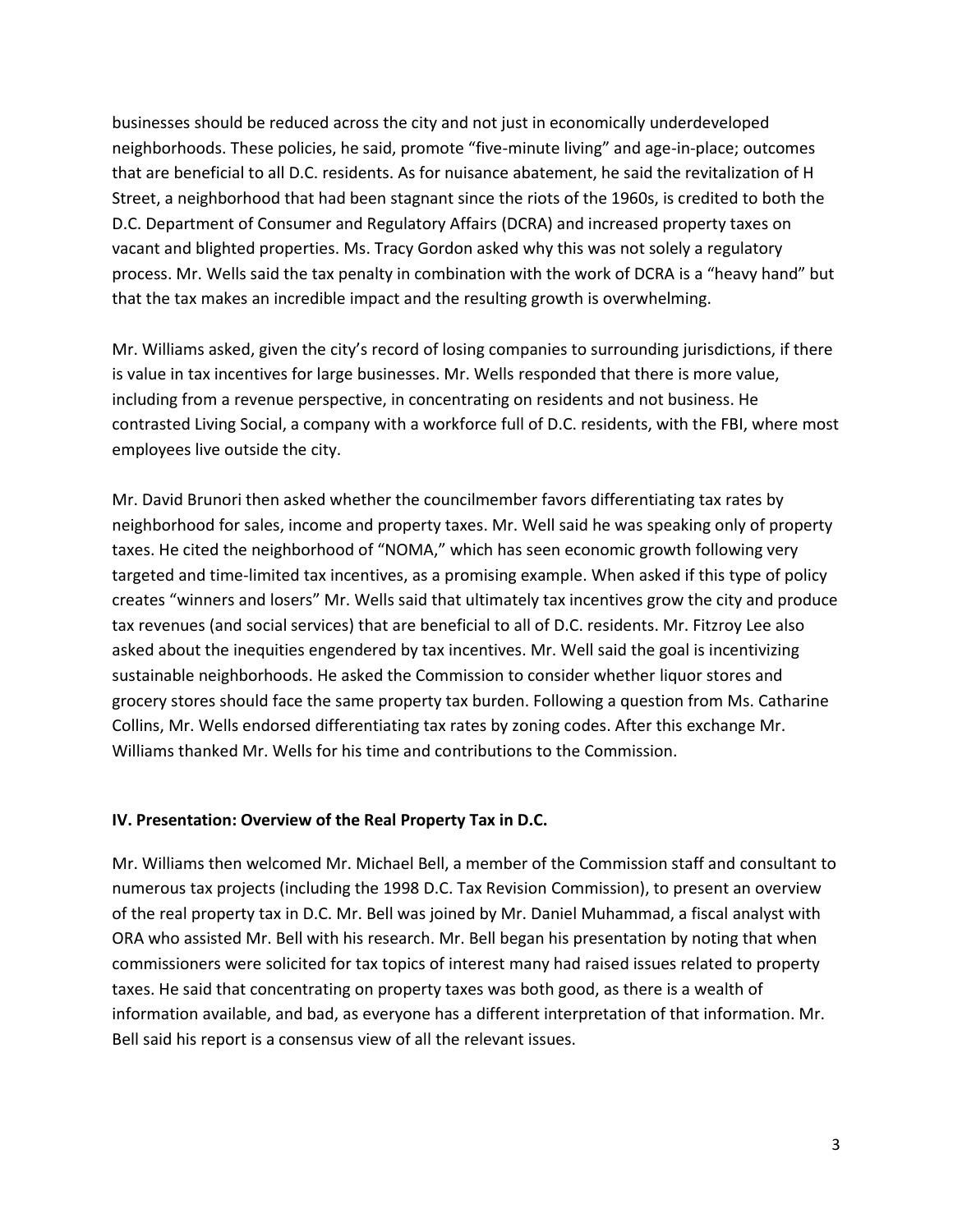businesses should be reduced across the city and not just in economically underdeveloped neighborhoods. These policies, he said, promote "five-minute living" and age-in-place; outcomes that are beneficial to all D.C. residents. As for nuisance abatement, he said the revitalization of H Street, a neighborhood that had been stagnant since the riots of the 1960s, is credited to both the D.C. Department of Consumer and Regulatory Affairs (DCRA) and increased property taxes on vacant and blighted properties. Ms. Tracy Gordon asked why this was not solely a regulatory process. Mr. Wells said the tax penalty in combination with the work of DCRA is a "heavy hand" but that the tax makes an incredible impact and the resulting growth is overwhelming.

Mr. Williams asked, given the city's record of losing companies to surrounding jurisdictions, if there is value in tax incentives for large businesses. Mr. Wells responded that there is more value, including from a revenue perspective, in concentrating on residents and not business. He contrasted Living Social, a company with a workforce full of D.C. residents, with the FBI, where most employees live outside the city.

Mr. David Brunori then asked whether the councilmember favors differentiating tax rates by neighborhood for sales, income and property taxes. Mr. Well said he was speaking only of property taxes. He cited the neighborhood of "NOMA," which has seen economic growth following very targeted and time-limited tax incentives, as a promising example. When asked if this type of policy creates "winners and losers" Mr. Wells said that ultimately tax incentives grow the city and produce tax revenues (and social services) that are beneficial to all of D.C. residents. Mr. Fitzroy Lee also asked about the inequities engendered by tax incentives. Mr. Well said the goal is incentivizing sustainable neighborhoods. He asked the Commission to consider whether liquor stores and grocery stores should face the same property tax burden. Following a question from Ms. Catharine Collins, Mr. Wells endorsed differentiating tax rates by zoning codes. After this exchange Mr. Williams thanked Mr. Wells for his time and contributions to the Commission.

## IV. Presentation: Overview of the Real Property Tax in D.C.

Mr. Williams then welcomed Mr. Michael Bell, a member of the Commission staff and consultant to numerous tax projects (including the 1998 D.C. Tax Revision Commission), to present an overview of the real property tax in D.C. Mr. Bell was joined by Mr. Daniel Muhammad, a fiscal analyst with ORA who assisted Mr. Bell with his research. Mr. Bell began his presentation by noting that when commissioners were solicited for tax topics of interest many had raised issues related to property taxes. He said that concentrating on property taxes was both good, as there is a wealth of information available, and bad, as everyone has a different interpretation of that information. Mr. Bell said his report is a consensus view of all the relevant issues.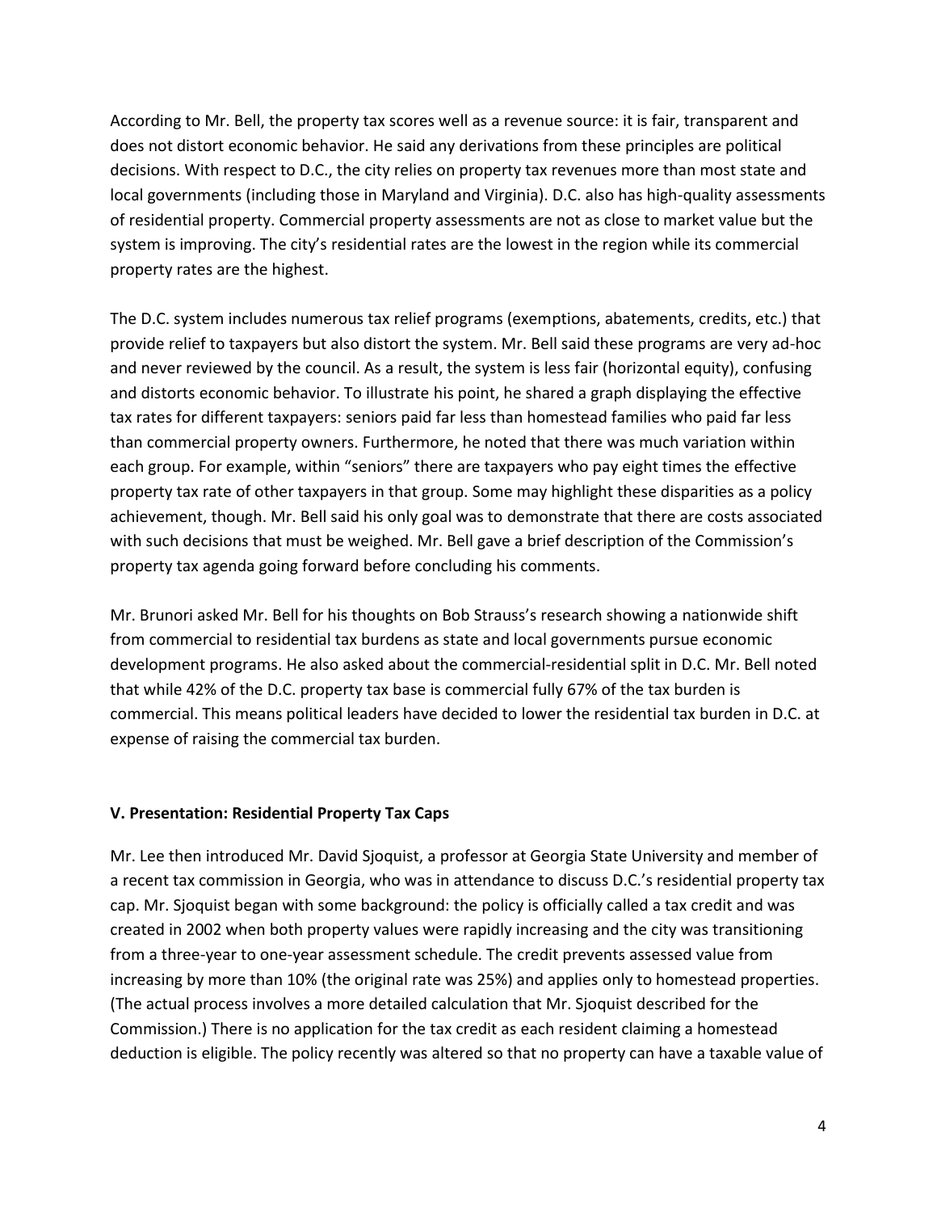According to Mr. Bell, the property tax scores well as a revenue source: it is fair, transparent and does not distort economic behavior. He said any derivations from these principles are political decisions. With respect to D.C., the city relies on property tax revenues more than most state and local governments (including those in Maryland and Virginia). D.C. also has high-quality assessments of residential property. Commercial property assessments are not as close to market value but the system is improving. The city's residential rates are the lowest in the region while its commercial property rates are the highest.

The D.C. system includes numerous tax relief programs (exemptions, abatements, credits, etc.) that provide relief to taxpayers but also distort the system. Mr. Bell said these programs are very ad-hoc and never reviewed by the council. As a result, the system is less fair (horizontal equity), confusing and distorts economic behavior. To illustrate his point, he shared a graph displaying the effective tax rates for different taxpayers: seniors paid far less than homestead families who paid far less than commercial property owners. Furthermore, he noted that there was much variation within each group. For example, within "seniors" there are taxpayers who pay eight times the effective property tax rate of other taxpayers in that group. Some may highlight these disparities as a policy achievement, though. Mr. Bell said his only goal was to demonstrate that there are costs associated with such decisions that must be weighed. Mr. Bell gave a brief description of the Commission's property tax agenda going forward before concluding his comments.

Mr. Brunori asked Mr. Bell for his thoughts on Bob Strauss's research showing a nationwide shift from commercial to residential tax burdens as state and local governments pursue economic development programs. He also asked about the commercial-residential split in D.C. Mr. Bell noted that while 42% of the D.C. property tax base is commercial fully 67% of the tax burden is commercial. This means political leaders have decided to lower the residential tax burden in D.C. at expense of raising the commercial tax burden.

**V. Presentation: Residential Property Tax Caps**

Mr. Lee then introduced Mr. David Sjoquist, a professor at Georgia State University and member of a recent tax commission in Georgia, who was in attendance to discuss D.C.'s residential property tax cap. Mr. Sjoquist began with some background: the policy is officially called a tax credit and was created in 2002 when both property values were rapidly increasing and the city was transitioning from a three-year to one-year assessment schedule. The credit prevents assessed value from increasing by more than 10% (the original rate was 25%) and applies only to homestead properties. (The actual process involves a more detailed calculation that Mr. Sjoquist described for the Commission.) There is no application for the tax credit as each resident claiming a homestead deduction is eligible. The policy recently was altered so that no property can have a taxable value of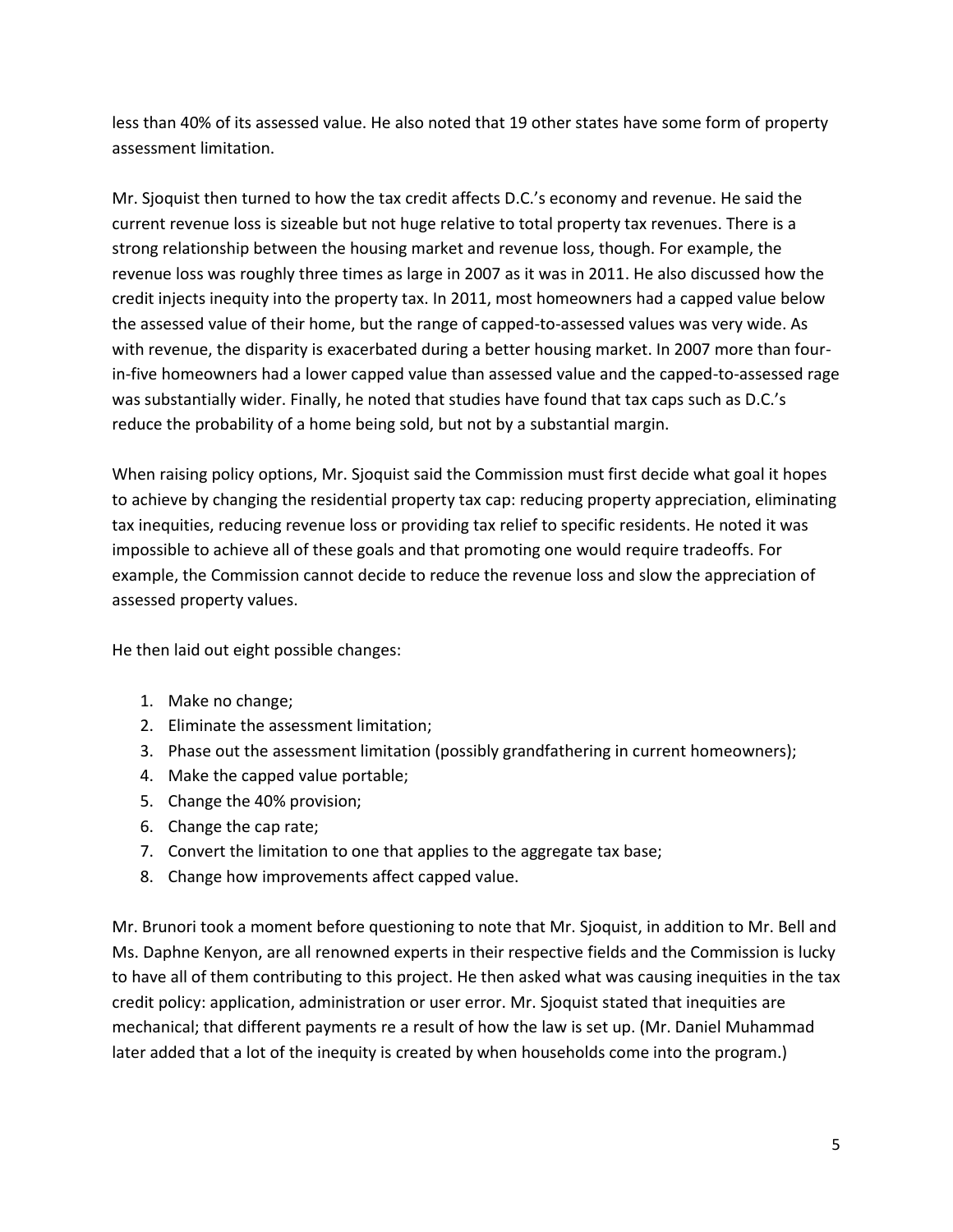less than 40% of its assessed value. He also noted that 19 other states have some form of property assessment limitation.

Mr. Sjoquist then turned to how the tax credit affects D.C.'s economy and revenue. He said the current revenue loss is sizeable but not huge relative to total property tax revenues. There is a strong relationship between the housing market and revenue loss, though. For example, the revenue loss was roughly three times as large in 2007 as it was in 2011. He also discussed how the credit injects inequity into the property tax. In 2011, most homeowners had a capped value below the assessed value of their home, but the range of capped-to-assessed values was very wide. As with revenue, the disparity is exacerbated during a better housing market. In 2007 more than four-in-five homeowners had a lower capped value than assessed value and the capped-to-assessed rage was substantially wider. Finally, he noted that studies have found that tax caps such as D.C.'s reduce the probability of a home being sold, but not by a substantial margin.

When raising policy options, Mr. Sjoquist said the Commission must first decide what goal it hopes to achieve by changing the residential property tax cap: reducing property appreciation, eliminating tax inequities, reducing revenue loss or providing tax relief to specific residents. He noted it was impossible to achieve all of these goals and that promoting one would require tradeoffs. For example, the Commission cannot decide to reduce the revenue loss and slow the appreciation of assessed property values.

He then laid out eight possible changes:

1. Make no change;
2. Eliminate the assessment limitation;
3. Phase out the assessment limitation (possibly grandfathering in current homeowners);
4. Make the capped value portable;
5. Change the 40% provision;
6. Change the cap rate;
7. Convert the limitation to one that applies to the aggregate tax base;
8. Change how improvements affect capped value.

Mr. Brunori took a moment before questioning to note that Mr. Sjoquist, in addition to Mr. Bell and Ms. Daphne Kenyon, are all renowned experts in their respective fields and the Commission is lucky to have all of them contributing to this project. He then asked what was causing inequities in the tax credit policy: application, administration or user error. Mr. Sjoquist stated that inequities are mechanical; that different payments re a result of how the law is set up. (Mr. Daniel Muhammad later added that a lot of the inequity is created by when households come into the program.)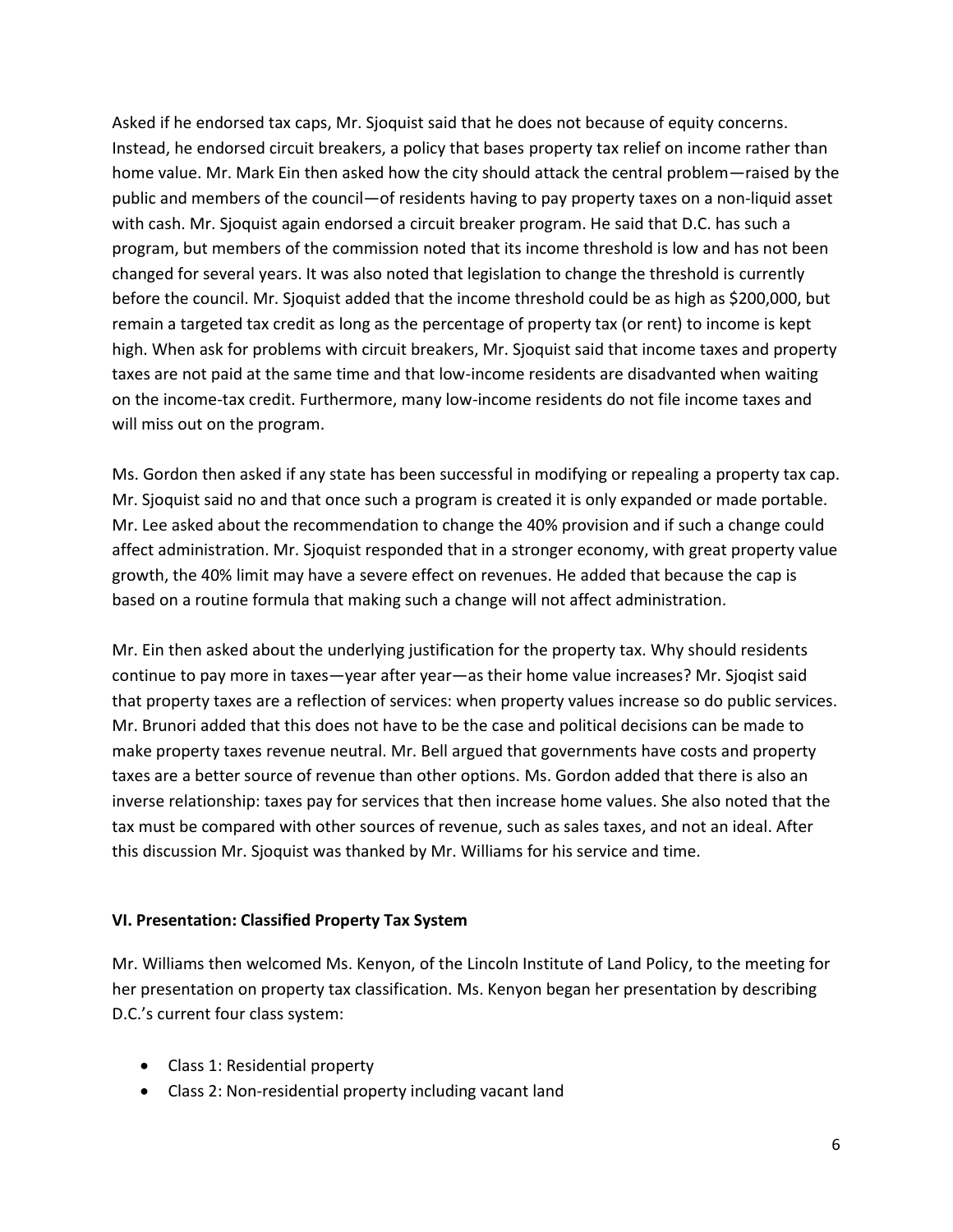Asked if he endorsed tax caps, Mr. Sjoquist said that he does not because of equity concerns. Instead, he endorsed circuit breakers, a policy that bases property tax relief on income rather than home value. Mr. Mark Ein then asked how the city should attack the central problem—raised by the public and members of the council—of residents having to pay property taxes on a non-liquid asset with cash. Mr. Sjoquist again endorsed a circuit breaker program. He said that D.C. has such a program, but members of the commission noted that its income threshold is low and has not been changed for several years. It was also noted that legislation to change the threshold is currently before the council. Mr. Sjoquist added that the income threshold could be as high as $200,000, but remain a targeted tax credit as long as the percentage of property tax (or rent) to income is kept high. When ask for problems with circuit breakers, Mr. Sjoquist said that income taxes and property taxes are not paid at the same time and that low-income residents are disadvanted when waiting on the income-tax credit. Furthermore, many low-income residents do not file income taxes and will miss out on the program.

Ms. Gordon then asked if any state has been successful in modifying or repealing a property tax cap. Mr. Sjoquist said no and that once such a program is created it is only expanded or made portable. Mr. Lee asked about the recommendation to change the 40% provision and if such a change could affect administration. Mr. Sjoquist responded that in a stronger economy, with great property value growth, the 40% limit may have a severe effect on revenues. He added that because the cap is based on a routine formula that making such a change will not affect administration.

Mr. Ein then asked about the underlying justification for the property tax. Why should residents continue to pay more in taxes—year after year—as their home value increases? Mr. Sjoqist said that property taxes are a reflection of services: when property values increase so do public services. Mr. Brunori added that this does not have to be the case and political decisions can be made to make property taxes revenue neutral. Mr. Bell argued that governments have costs and property taxes are a better source of revenue than other options. Ms. Gordon added that there is also an inverse relationship: taxes pay for services that then increase home values. She also noted that the tax must be compared with other sources of revenue, such as sales taxes, and not an ideal. After this discussion Mr. Sjoquist was thanked by Mr. Williams for his service and time.

**VI. Presentation: Classified Property Tax System**

Mr. Williams then welcomed Ms. Kenyon, of the Lincoln Institute of Land Policy, to the meeting for her presentation on property tax classification. Ms. Kenyon began her presentation by describing D.C.'s current four class system:

- Class 1: Residential property
- Class 2: Non-residential property including vacant land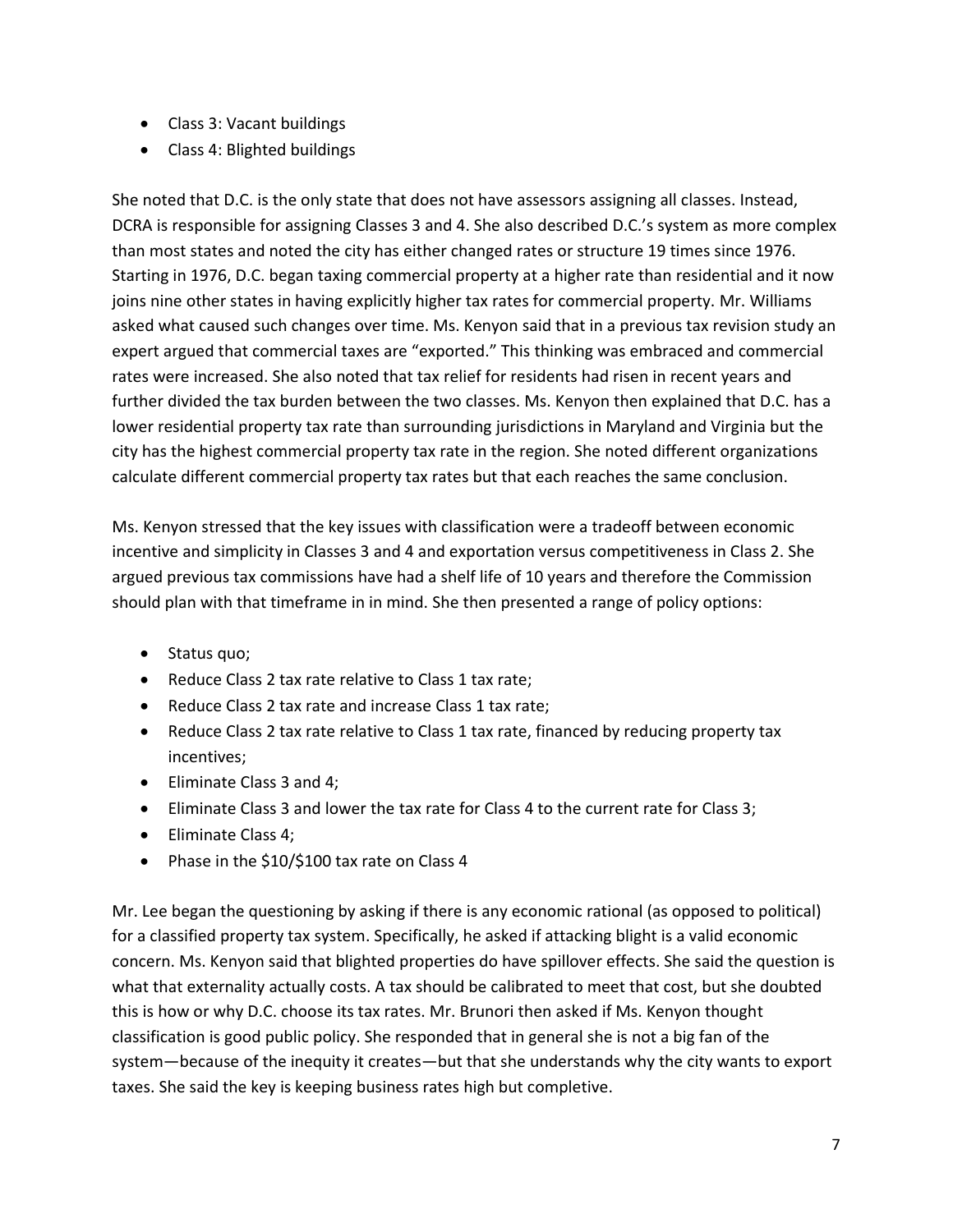- Class 3: Vacant buildings
- Class 4: Blighted buildings

She noted that D.C. is the only state that does not have assessors assigning all classes. Instead, DCRA is responsible for assigning Classes 3 and 4. She also described D.C.'s system as more complex than most states and noted the city has either changed rates or structure 19 times since 1976. Starting in 1976, D.C. began taxing commercial property at a higher rate than residential and it now joins nine other states in having explicitly higher tax rates for commercial property. Mr. Williams asked what caused such changes over time. Ms. Kenyon said that in a previous tax revision study an expert argued that commercial taxes are "exported." This thinking was embraced and commercial rates were increased. She also noted that tax relief for residents had risen in recent years and further divided the tax burden between the two classes. Ms. Kenyon then explained that D.C. has a lower residential property tax rate than surrounding jurisdictions in Maryland and Virginia but the city has the highest commercial property tax rate in the region. She noted different organizations calculate different commercial property tax rates but that each reaches the same conclusion.

Ms. Kenyon stressed that the key issues with classification were a tradeoff between economic incentive and simplicity in Classes 3 and 4 and exportation versus competitiveness in Class 2. She argued previous tax commissions have had a shelf life of 10 years and therefore the Commission should plan with that timeframe in in mind. She then presented a range of policy options:

- Status quo;
- Reduce Class 2 tax rate relative to Class 1 tax rate;
- Reduce Class 2 tax rate and increase Class 1 tax rate;
- Reduce Class 2 tax rate relative to Class 1 tax rate, financed by reducing property tax incentives;
- Eliminate Class 3 and 4;
- Eliminate Class 3 and lower the tax rate for Class 4 to the current rate for Class 3;
- Eliminate Class 4;
- Phase in the $10/$100 tax rate on Class 4

Mr. Lee began the questioning by asking if there is any economic rational (as opposed to political) for a classified property tax system. Specifically, he asked if attacking blight is a valid economic concern. Ms. Kenyon said that blighted properties do have spillover effects. She said the question is what that externality actually costs. A tax should be calibrated to meet that cost, but she doubted this is how or why D.C. choose its tax rates. Mr. Brunori then asked if Ms. Kenyon thought classification is good public policy. She responded that in general she is not a big fan of the system—because of the inequity it creates—but that she understands why the city wants to export taxes. She said the key is keeping business rates high but completive.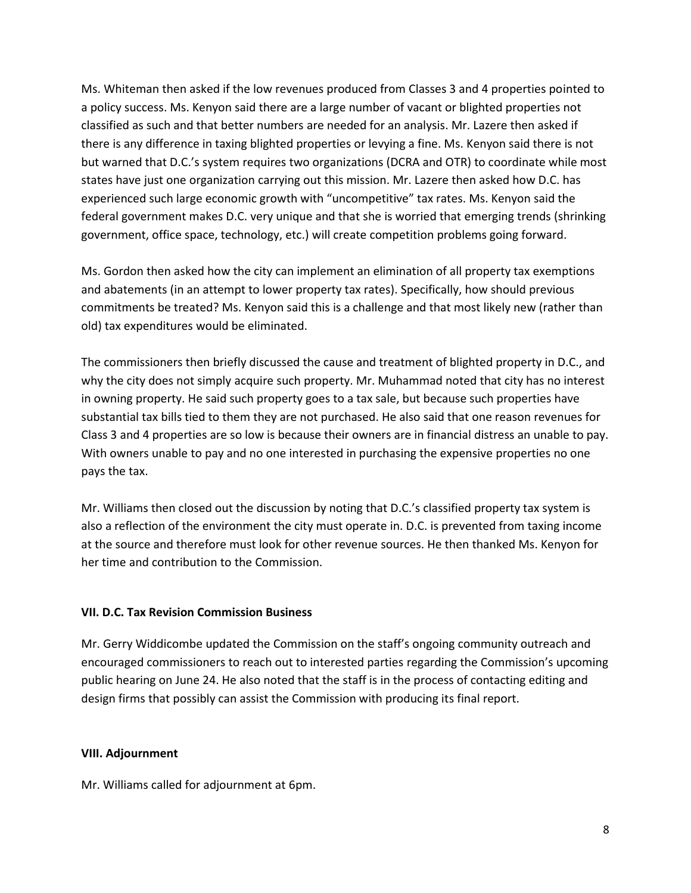Ms. Whiteman then asked if the low revenues produced from Classes 3 and 4 properties pointed to a policy success. Ms. Kenyon said there are a large number of vacant or blighted properties not classified as such and that better numbers are needed for an analysis. Mr. Lazere then asked if there is any difference in taxing blighted properties or levying a fine. Ms. Kenyon said there is not but warned that D.C.'s system requires two organizations (DCRA and OTR) to coordinate while most states have just one organization carrying out this mission. Mr. Lazere then asked how D.C. has experienced such large economic growth with "uncompetitive" tax rates. Ms. Kenyon said the federal government makes D.C. very unique and that she is worried that emerging trends (shrinking government, office space, technology, etc.) will create competition problems going forward.

Ms. Gordon then asked how the city can implement an elimination of all property tax exemptions and abatements (in an attempt to lower property tax rates). Specifically, how should previous commitments be treated? Ms. Kenyon said this is a challenge and that most likely new (rather than old) tax expenditures would be eliminated.

The commissioners then briefly discussed the cause and treatment of blighted property in D.C., and why the city does not simply acquire such property. Mr. Muhammad noted that city has no interest in owning property. He said such property goes to a tax sale, but because such properties have substantial tax bills tied to them they are not purchased. He also said that one reason revenues for Class 3 and 4 properties are so low is because their owners are in financial distress an unable to pay. With owners unable to pay and no one interested in purchasing the expensive properties no one pays the tax.

Mr. Williams then closed out the discussion by noting that D.C.'s classified property tax system is also a reflection of the environment the city must operate in. D.C. is prevented from taxing income at the source and therefore must look for other revenue sources. He then thanked Ms. Kenyon for her time and contribution to the Commission.

**VII. D.C. Tax Revision Commission Business**

Mr. Gerry Widdicombe updated the Commission on the staff's ongoing community outreach and encouraged commissioners to reach out to interested parties regarding the Commission's upcoming public hearing on June 24. He also noted that the staff is in the process of contacting editing and design firms that possibly can assist the Commission with producing its final report.

**VIII. Adjournment**

Mr. Williams called for adjournment at 6pm.